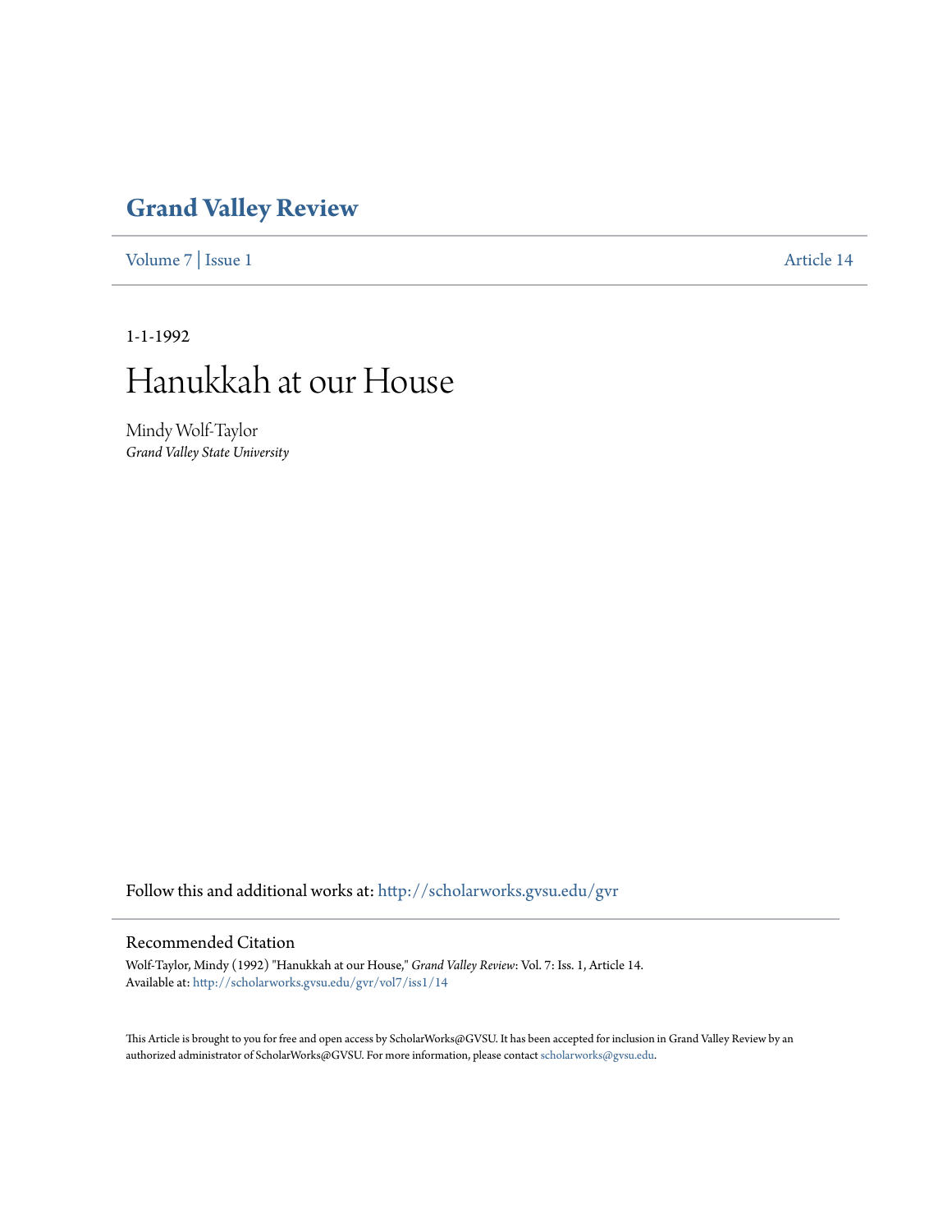# Grand Valley Review

Volume 7 | Issue 1 Article 14

1-1-1992

# Hanukkah at our House

Mindy Wolf-Taylor
*Grand Valley State University*

Follow this and additional works at: http://scholarworks.gvsu.edu/gvr

## Recommended Citation

Wolf-Taylor, Mindy (1992) "Hanukkah at our House," *Grand Valley Review*: Vol. 7: Iss. 1, Article 14.
Available at: http://scholarworks.gvsu.edu/gvr/vol7/iss1/14

This Article is brought to you for free and open access by ScholarWorks@GVSU. It has been accepted for inclusion in Grand Valley Review by an authorized administrator of ScholarWorks@GVSU. For more information, please contact scholarworks@gvsu.edu.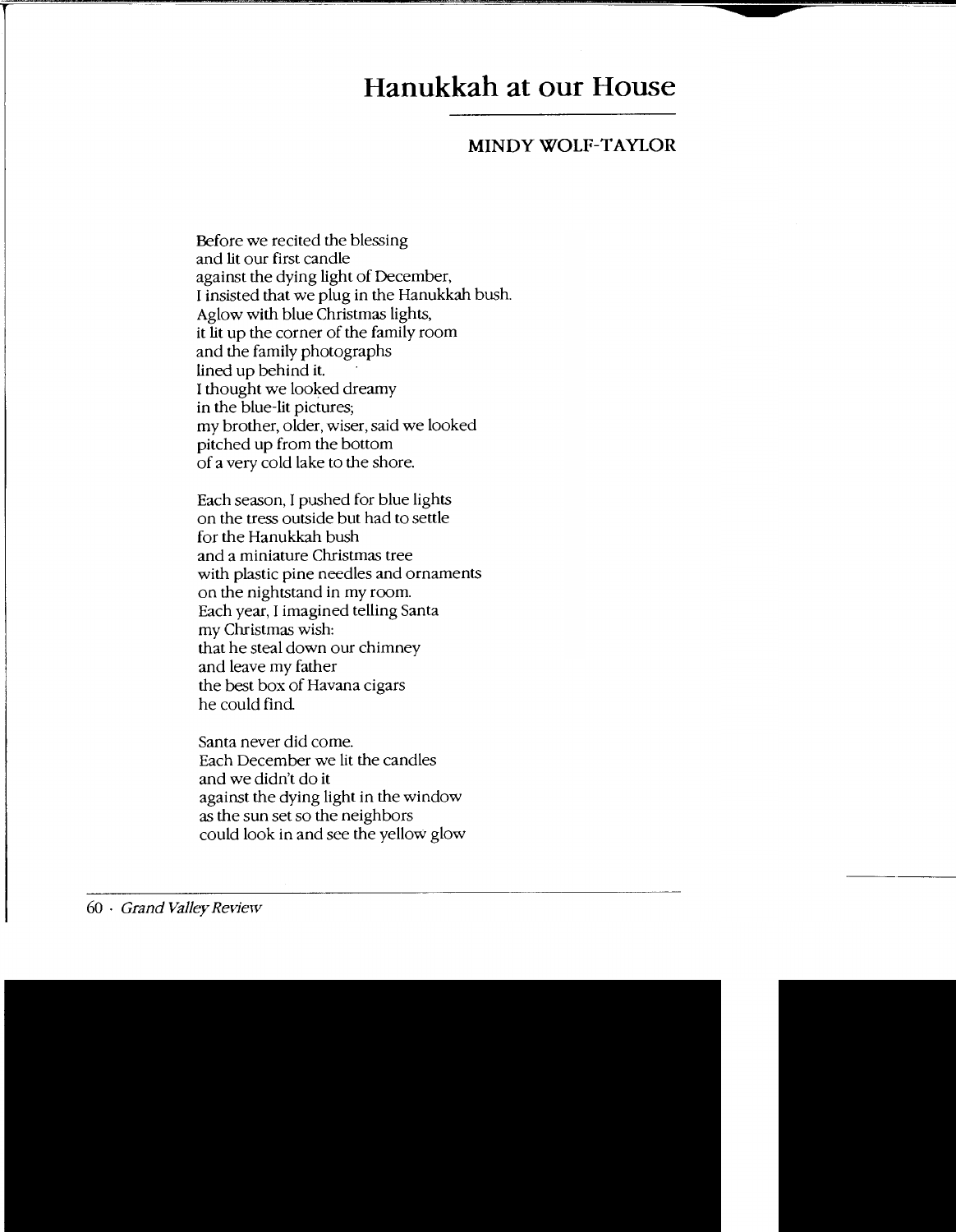# Hanukkah at our House

## MINDY WOLF-TAYLOR

Before we recited the blessing
and lit our first candle
against the dying light of December,
I insisted that we plug in the Hanukkah bush.
Aglow with blue Christmas lights,
it lit up the corner of the family room
and the family photographs
lined up behind it.
I thought we looked dreamy
in the blue-lit pictures;
my brother, older, wiser, said we looked
pitched up from the bottom
of a very cold lake to the shore.

Each season, I pushed for blue lights
on the tress outside but had to settle
for the Hanukkah bush
and a miniature Christmas tree
with plastic pine needles and ornaments
on the nightstand in my room.
Each year, I imagined telling Santa
my Christmas wish:
that he steal down our chimney
and leave my father
the best box of Havana cigars
he could find.

Santa never did come.
Each December we lit the candles
and we didn't do it
against the dying light in the window
as the sun set so the neighbors
could look in and see the yellow glow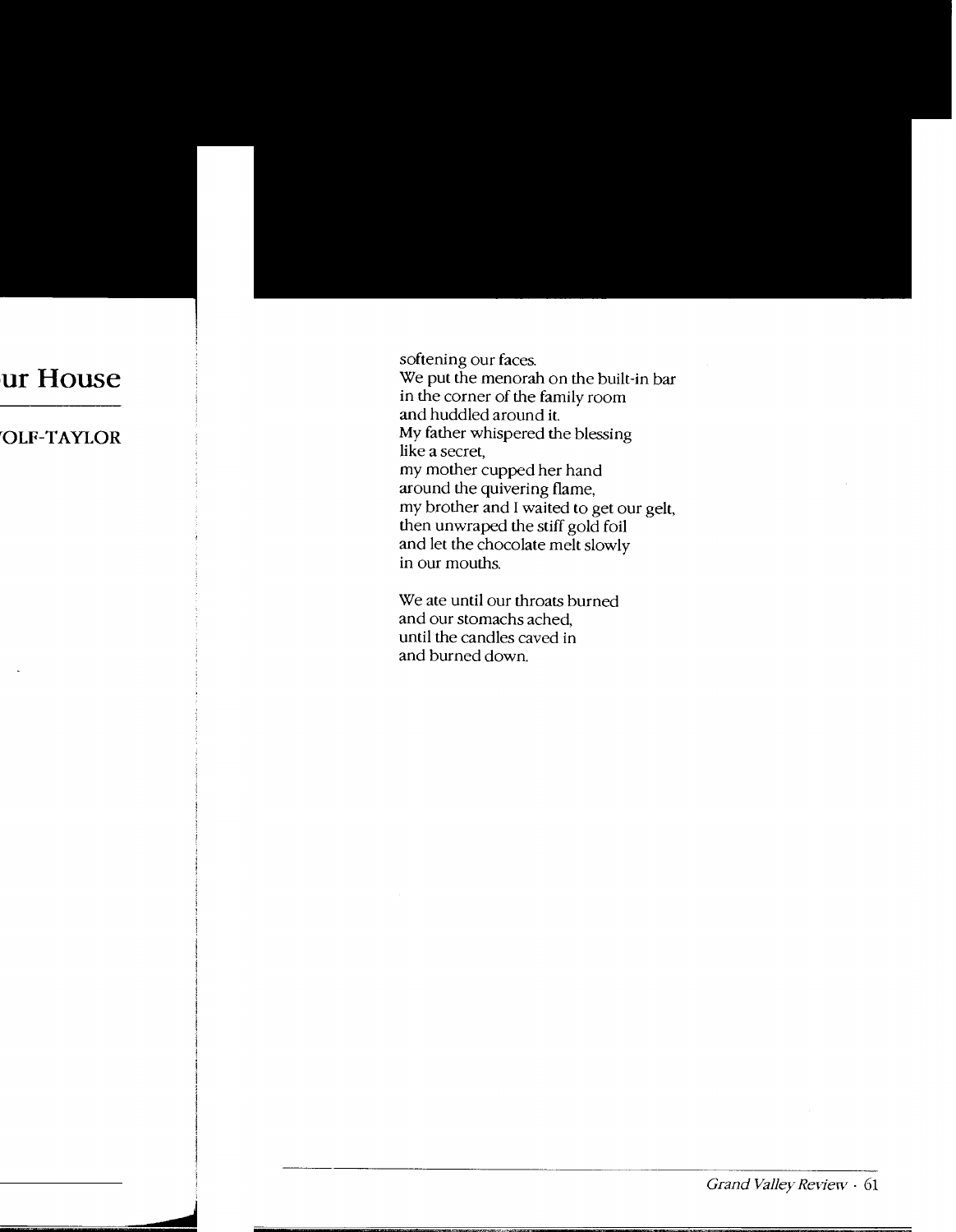softening our faces.
We put the menorah on the built-in bar
in the corner of the family room
and huddled around it.
My father whispered the blessing
like a secret,
my mother cupped her hand
around the quivering flame,
my brother and I waited to get our gelt,
then unwraped the stiff gold foil
and let the chocolate melt slowly
in our mouths.

We ate until our throats burned
and our stomachs ached,
until the candles caved in
and burned down.